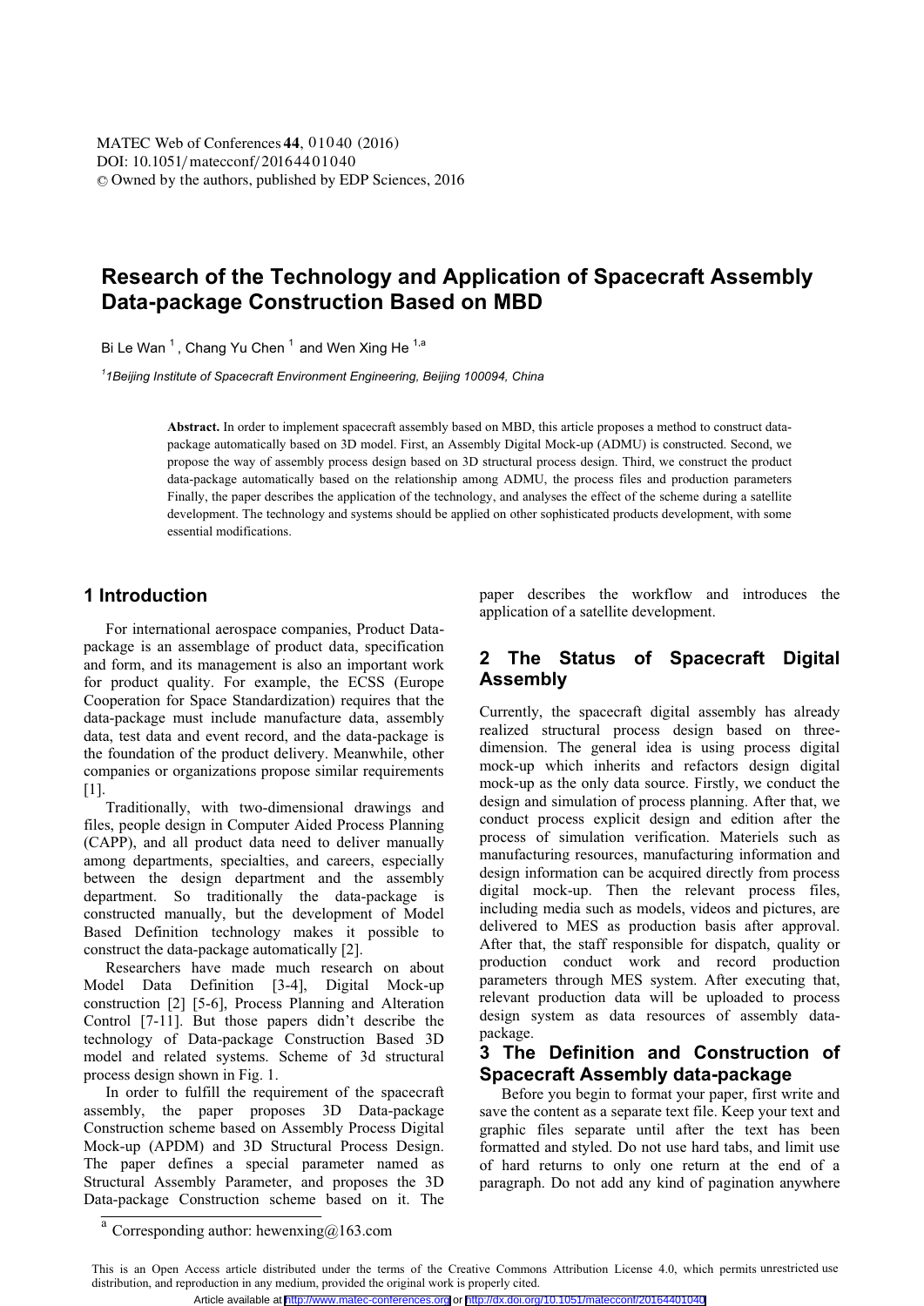# Research of the Technology and Application of Spacecraft Assembly Data-package Construction Based on MBD

Bi Le Wan [1], Chang Yu Chen [1] and Wen Xing He [1,a]

*[1]1Beijing Institute of Spacecraft Environment Engineering, Beijing 100094, China*

**Abstract.** In order to implement spacecraft assembly based on MBD, this article proposes a method to construct data-package automatically based on 3D model. First, an Assembly Digital Mock-up (ADMU) is constructed. Second, we propose the way of assembly process design based on 3D structural process design. Third, we construct the product data-package automatically based on the relationship among ADMU, the process files and production parameters Finally, the paper describes the application of the technology, and analyses the effect of the scheme during a satellite development. The technology and systems should be applied on other sophisticated products development, with some essential modifications.

## 1 Introduction

For international aerospace companies, Product Data-package is an assemblage of product data, specification and form, and its management is also an important work for product quality. For example, the ECSS (Europe Cooperation for Space Standardization) requires that the data-package must include manufacture data, assembly data, test data and event record, and the data-package is the foundation of the product delivery. Meanwhile, other companies or organizations propose similar requirements [1].

Traditionally, with two-dimensional drawings and files, people design in Computer Aided Process Planning (CAPP), and all product data need to deliver manually among departments, specialties, and careers, especially between the design department and the assembly department. So traditionally the data-package is constructed manually, but the development of Model Based Definition technology makes it possible to construct the data-package automatically [2].

Researchers have made much research on about Model Data Definition [3-4], Digital Mock-up construction [2] [5-6], Process Planning and Alteration Control [7-11]. But those papers didn't describe the technology of Data-package Construction Based 3D model and related systems. Scheme of 3d structural process design shown in Fig. 1.

In order to fulfill the requirement of the spacecraft assembly, the paper proposes 3D Data-package Construction scheme based on Assembly Process Digital Mock-up (APDM) and 3D Structural Process Design. The paper defines a special parameter named as Structural Assembly Parameter, and proposes the 3D Data-package Construction scheme based on it. The paper describes the workflow and introduces the application of a satellite development.

## 2 The Status of Spacecraft Digital Assembly

Currently, the spacecraft digital assembly has already realized structural process design based on three-dimension. The general idea is using process digital mock-up which inherits and refactors design digital mock-up as the only data source. Firstly, we conduct the design and simulation of process planning. After that, we conduct process explicit design and edition after the process of simulation verification. Materiels such as manufacturing resources, manufacturing information and design information can be acquired directly from process digital mock-up. Then the relevant process files, including media such as models, videos and pictures, are delivered to MES as production basis after approval. After that, the staff responsible for dispatch, quality or production conduct work and record production parameters through MES system. After executing that, relevant production data will be uploaded to process design system as data resources of assembly data-package.

## 3 The Definition and Construction of Spacecraft Assembly data-package

Before you begin to format your paper, first write and save the content as a separate text file. Keep your text and graphic files separate until after the text has been formatted and styled. Do not use hard tabs, and limit use of hard returns to only one return at the end of a paragraph. Do not add any kind of pagination anywhere

[a] Corresponding author: hewenxing@163.com

This is an Open Access article distributed under the terms of the Creative Commons Attribution License 4.0, which permits unrestricted use distribution, and reproduction in any medium, provided the original work is properly cited.

Article available at http://www.matec-conferences.org or http://dx.doi.org/10.1051/matecconf/20164401040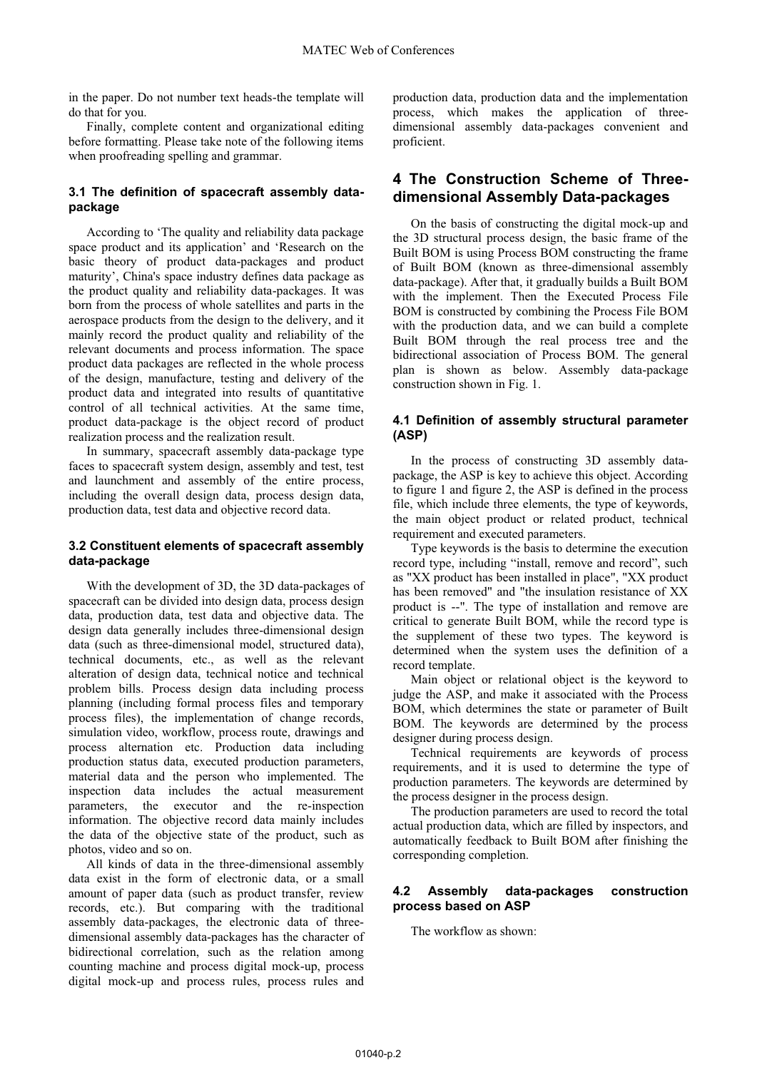in the paper. Do not number text heads-the template will do that for you.

Finally, complete content and organizational editing before formatting. Please take note of the following items when proofreading spelling and grammar.

### 3.1 The definition of spacecraft assembly data-package

According to 'The quality and reliability data package space product and its application' and 'Research on the basic theory of product data-packages and product maturity', China's space industry defines data package as the product quality and reliability data-packages. It was born from the process of whole satellites and parts in the aerospace products from the design to the delivery, and it mainly record the product quality and reliability of the relevant documents and process information. The space product data packages are reflected in the whole process of the design, manufacture, testing and delivery of the product data and integrated into results of quantitative control of all technical activities. At the same time, product data-package is the object record of product realization process and the realization result.

In summary, spacecraft assembly data-package type faces to spacecraft system design, assembly and test, test and launchment and assembly of the entire process, including the overall design data, process design data, production data, test data and objective record data.

### 3.2 Constituent elements of spacecraft assembly data-package

With the development of 3D, the 3D data-packages of spacecraft can be divided into design data, process design data, production data, test data and objective data. The design data generally includes three-dimensional design data (such as three-dimensional model, structured data), technical documents, etc., as well as the relevant alteration of design data, technical notice and technical problem bills. Process design data including process planning (including formal process files and temporary process files), the implementation of change records, simulation video, workflow, process route, drawings and process alternation etc. Production data including production status data, executed production parameters, material data and the person who implemented. The inspection data includes the actual measurement parameters, the executor and the re-inspection information. The objective record data mainly includes the data of the objective state of the product, such as photos, video and so on.

All kinds of data in the three-dimensional assembly data exist in the form of electronic data, or a small amount of paper data (such as product transfer, review records, etc.). But comparing with the traditional assembly data-packages, the electronic data of three-dimensional assembly data-packages has the character of bidirectional correlation, such as the relation among counting machine and process digital mock-up, process digital mock-up and process rules, process rules and production data, production data and the implementation process, which makes the application of three-dimensional assembly data-packages convenient and proficient.

## 4 The Construction Scheme of Three-dimensional Assembly Data-packages

On the basis of constructing the digital mock-up and the 3D structural process design, the basic frame of the Built BOM is using Process BOM constructing the frame of Built BOM (known as three-dimensional assembly data-package). After that, it gradually builds a Built BOM with the implement. Then the Executed Process File BOM is constructed by combining the Process File BOM with the production data, and we can build a complete Built BOM through the real process tree and the bidirectional association of Process BOM. The general plan is shown as below. Assembly data-package construction shown in Fig. 1.

### 4.1 Definition of assembly structural parameter (ASP)

In the process of constructing 3D assembly data-package, the ASP is key to achieve this object. According to figure 1 and figure 2, the ASP is defined in the process file, which include three elements, the type of keywords, the main object product or related product, technical requirement and executed parameters.

Type keywords is the basis to determine the execution record type, including "install, remove and record", such as "XX product has been installed in place", "XX product has been removed" and "the insulation resistance of XX product is --". The type of installation and remove are critical to generate Built BOM, while the record type is the supplement of these two types. The keyword is determined when the system uses the definition of a record template.

Main object or relational object is the keyword to judge the ASP, and make it associated with the Process BOM, which determines the state or parameter of Built BOM. The keywords are determined by the process designer during process design.

Technical requirements are keywords of process requirements, and it is used to determine the type of production parameters. The keywords are determined by the process designer in the process design.

The production parameters are used to record the total actual production data, which are filled by inspectors, and automatically feedback to Built BOM after finishing the corresponding completion.

### 4.2 Assembly data-packages construction process based on ASP

The workflow as shown: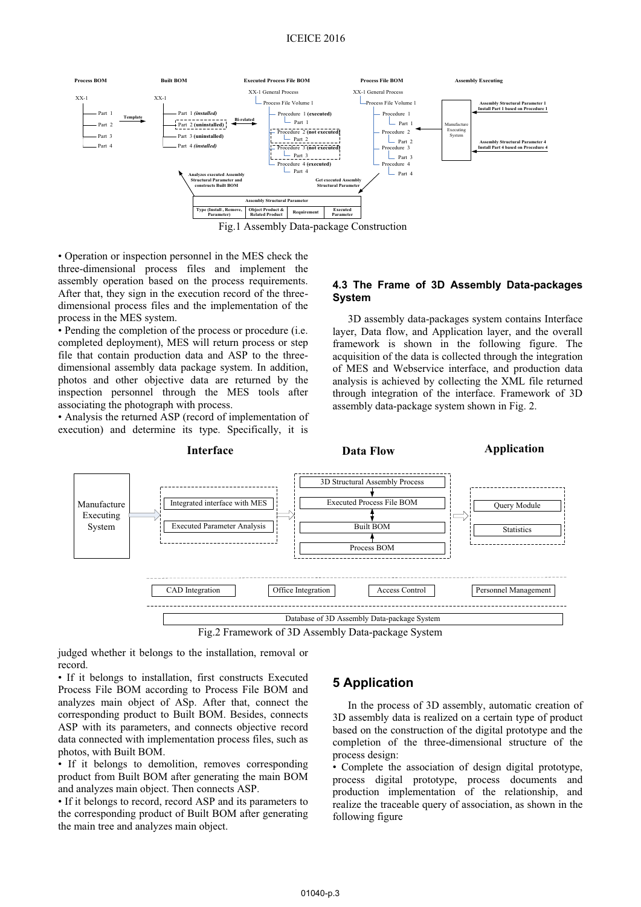Fig.1 Assembly Data-package Construction

• Operation or inspection personnel in the MES check the three-dimensional process files and implement the assembly operation based on the process requirements. After that, they sign in the execution record of the three-dimensional process files and the implementation of the process in the MES system.

• Pending the completion of the process or procedure (i.e. completed deployment), MES will return process or step file that contain production data and ASP to the three-dimensional assembly data package system. In addition, photos and other objective data are returned by the inspection personnel through the MES tools after associating the photograph with process.

• Analysis the returned ASP (record of implementation of execution) and determine its type. Specifically, it is judged whether it belongs to the installation, removal or record.

• If it belongs to installation, first constructs Executed Process File BOM according to Process File BOM and analyzes main object of ASp. After that, connect the corresponding product to Built BOM. Besides, connects ASP with its parameters, and connects objective record data connected with implementation process files, such as photos, with Built BOM.

• If it belongs to demolition, removes corresponding product from Built BOM after generating the main BOM and analyzes main object. Then connects ASP.

• If it belongs to record, record ASP and its parameters to the corresponding product of Built BOM after generating the main tree and analyzes main object.

### 4.3 The Frame of 3D Assembly Data-packages System

3D assembly data-packages system contains Interface layer, Data flow, and Application layer, and the overall framework is shown in the following figure. The acquisition of the data is collected through the integration of MES and Webservice interface, and production data analysis is achieved by collecting the XML file returned through integration of the interface. Framework of 3D assembly data-package system shown in Fig. 2.

Fig.2 Framework of 3D Assembly Data-package System

## 5 Application

In the process of 3D assembly, automatic creation of 3D assembly data is realized on a certain type of product based on the construction of the digital prototype and the completion of the three-dimensional structure of the process design:

• Complete the association of design digital prototype, process digital prototype, process documents and production implementation of the relationship, and realize the traceable query of association, as shown in the following figure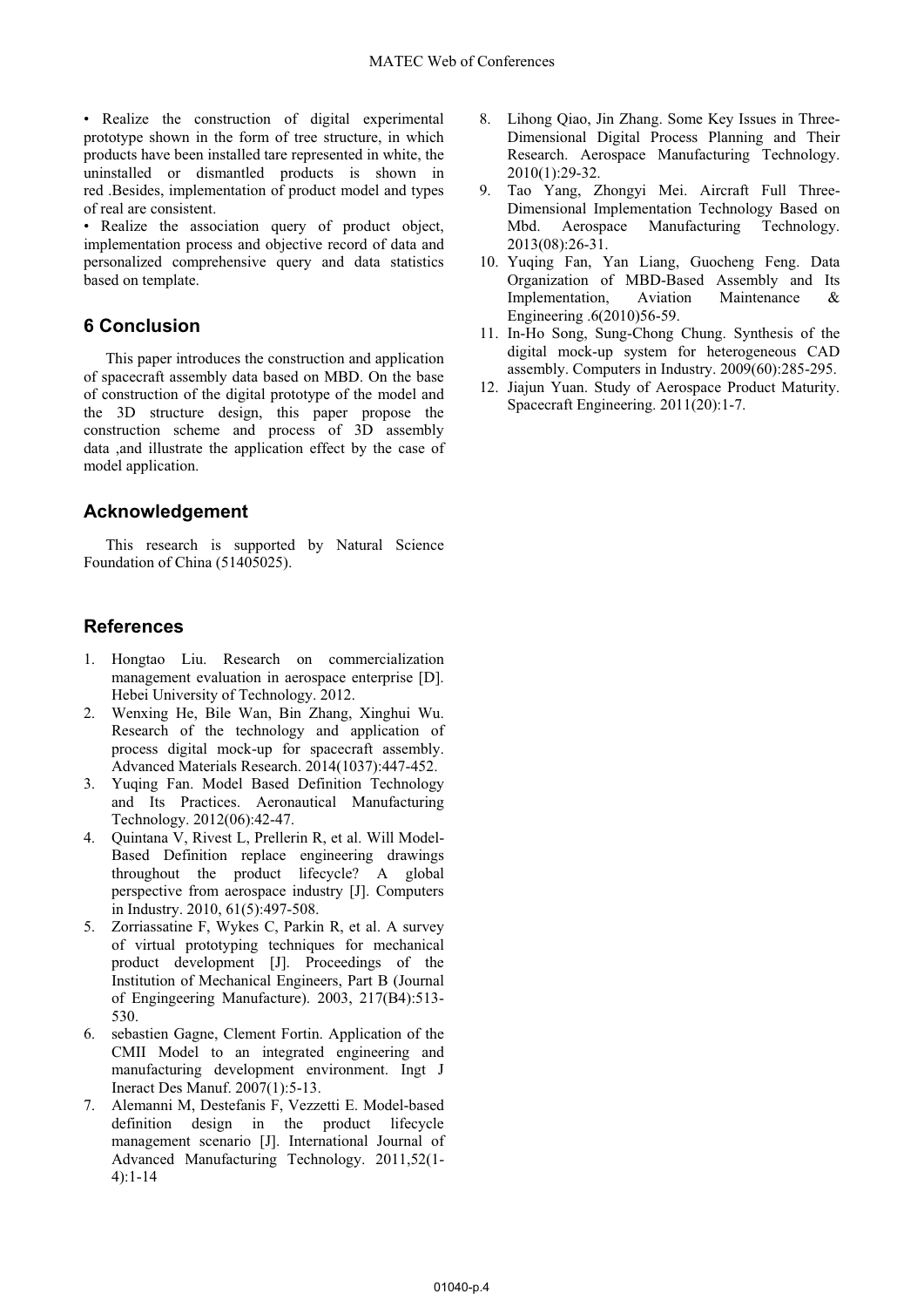• Realize the construction of digital experimental prototype shown in the form of tree structure, in which products have been installed tare represented in white, the uninstalled or dismantled products is shown in red .Besides, implementation of product model and types of real are consistent.

• Realize the association query of product object, implementation process and objective record of data and personalized comprehensive query and data statistics based on template.

## 6 Conclusion

This paper introduces the construction and application of spacecraft assembly data based on MBD. On the base of construction of the digital prototype of the model and the 3D structure design, this paper propose the construction scheme and process of 3D assembly data ,and illustrate the application effect by the case of model application.

## Acknowledgement

This research is supported by Natural Science Foundation of China (51405025).

## References

1. Hongtao Liu. Research on commercialization management evaluation in aerospace enterprise [D]. Hebei University of Technology. 2012.
2. Wenxing He, Bile Wan, Bin Zhang, Xinghui Wu. Research of the technology and application of process digital mock-up for spacecraft assembly. Advanced Materials Research. 2014(1037):447-452.
3. Yuqing Fan. Model Based Definition Technology and Its Practices. Aeronautical Manufacturing Technology. 2012(06):42-47.
4. Quintana V, Rivest L, Prellerin R, et al. Will Model-Based Definition replace engineering drawings throughout the product lifecycle? A global perspective from aerospace industry [J]. Computers in Industry. 2010, 61(5):497-508.
5. Zorriassatine F, Wykes C, Parkin R, et al. A survey of virtual prototyping techniques for mechanical product development [J]. Proceedings of the Institution of Mechanical Engineers, Part B (Journal of Engingeering Manufacture). 2003, 217(B4):513-530.
6. sebastien Gagne, Clement Fortin. Application of the CMII Model to an integrated engineering and manufacturing development environment. Ingt J Ineract Des Manuf. 2007(1):5-13.
7. Alemanni M, Destefanis F, Vezzetti E. Model-based definition design in the product lifecycle management scenario [J]. International Journal of Advanced Manufacturing Technology. 2011,52(1-4):1-14
8. Lihong Qiao, Jin Zhang. Some Key Issues in Three-Dimensional Digital Process Planning and Their Research. Aerospace Manufacturing Technology. 2010(1):29-32.
9. Tao Yang, Zhongyi Mei. Aircraft Full Three-Dimensional Implementation Technology Based on Mbd. Aerospace Manufacturing Technology. 2013(08):26-31.
10. Yuqing Fan, Yan Liang, Guocheng Feng. Data Organization of MBD-Based Assembly and Its Implementation, Aviation Maintenance & Engineering .6(2010)56-59.
11. In-Ho Song, Sung-Chong Chung. Synthesis of the digital mock-up system for heterogeneous CAD assembly. Computers in Industry. 2009(60):285-295.
12. Jiajun Yuan. Study of Aerospace Product Maturity. Spacecraft Engineering. 2011(20):1-7.